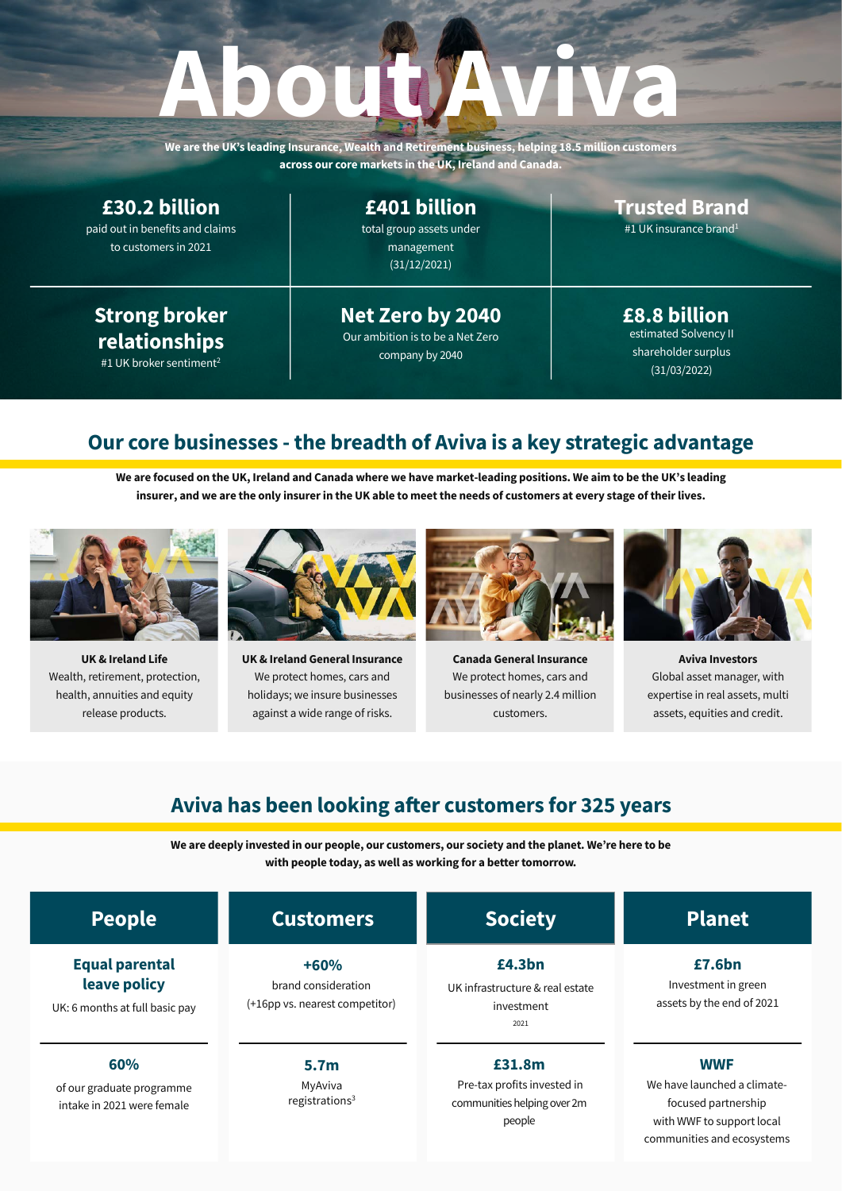# About Aviva

**We are the UK's leading Insurance, Wealth and Retirement business, helping 18.5 million customers across our core markets in the UK, Ireland and Canada.**

**£30.2 billion**
paid out in benefits and claims to customers in 2021

**£401 billion**
total group assets under management (31/12/2021)

**Trusted Brand**
#1 UK insurance brand[1]

**Strong broker relationships**
#1 UK broker sentiment[2]

**Net Zero by 2040**
Our ambition is to be a Net Zero company by 2040

**£8.8 billion**
estimated Solvency II shareholder surplus (31/03/2022)

## Our core businesses - the breadth of Aviva is a key strategic advantage

**We are focused on the UK, Ireland and Canada where we have market-leading positions. We aim to be the UK's leading insurer, and we are the only insurer in the UK able to meet the needs of customers at every stage of their lives.**

**UK & Ireland Life**
Wealth, retirement, protection, health, annuities and equity release products.

**UK & Ireland General Insurance**
We protect homes, cars and holidays; we insure businesses against a wide range of risks.

**Canada General Insurance**
We protect homes, cars and businesses of nearly 2.4 million customers.

**Aviva Investors**
Global asset manager, with expertise in real assets, multi assets, equities and credit.

## Aviva has been looking after customers for 325 years

**We are deeply invested in our people, our customers, our society and the planet. We're here to be with people today, as well as working for a better tomorrow.**

### People

**Equal parental leave policy**
UK: 6 months at full basic pay

**60%**
of our graduate programme intake in 2021 were female

### Customers

**+60%**
brand consideration (+16pp vs. nearest competitor)

**5.7m**
MyAviva registrations[3]

### Society

**£4.3bn**
UK infrastructure & real estate investment
2021

**£31.8m**
Pre-tax profits invested in communities helping over 2m people

### Planet

**£7.6bn**
Investment in green assets by the end of 2021

**WWF**
We have launched a climate-focused partnership with WWF to support local communities and ecosystems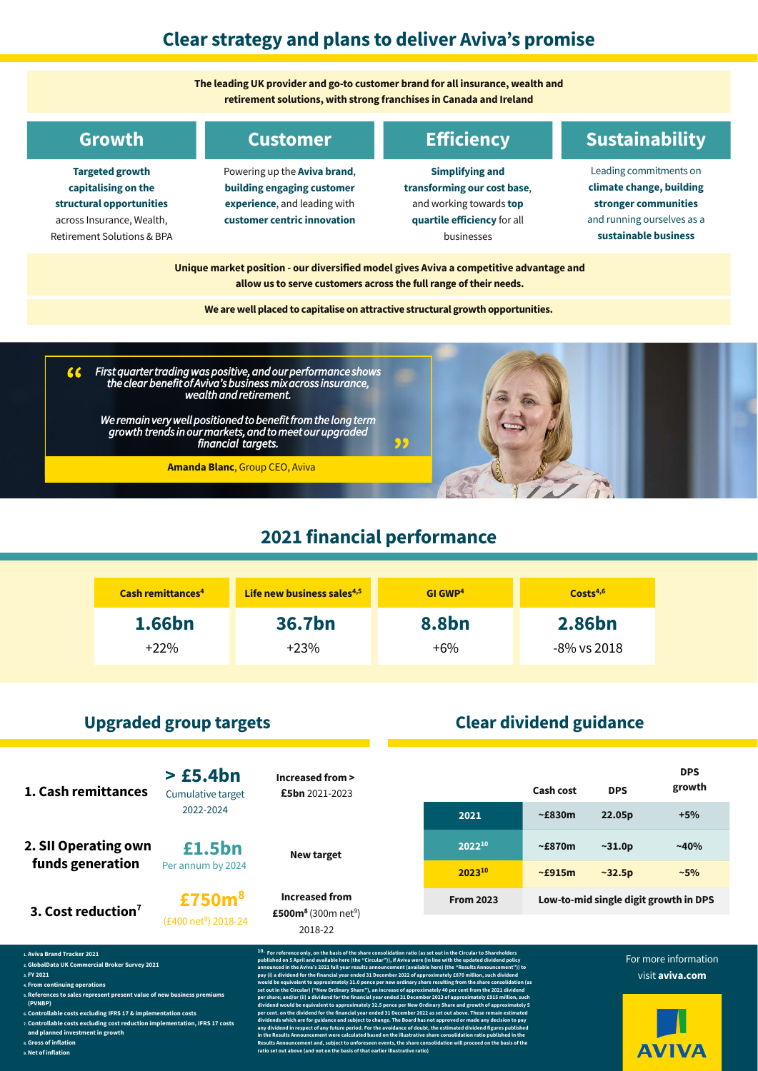# Clear strategy and plans to deliver Aviva's promise

**The leading UK provider and go-to customer brand for all insurance, wealth and retirement solutions, with strong franchises in Canada and Ireland**

## Growth

**Targeted growth capitalising on the structural opportunities** across Insurance, Wealth, Retirement Solutions & BPA

## Customer

Powering up the **Aviva brand**, **building engaging customer experience**, and leading with **customer centric innovation**

## Efficiency

**Simplifying and transforming our cost base**, and working towards **top quartile efficiency** for all businesses

## Sustainability

Leading commitments on **climate change, building stronger communities** and running ourselves as a **sustainable business**

**Unique market position - our diversified model gives Aviva a competitive advantage and allow us to serve customers across the full range of their needs.**

**We are well placed to capitalise on attractive structural growth opportunities.**

> *"First quarter trading was positive, and our performance shows the clear benefit of Aviva's business mix across insurance, wealth and retirement.*
>
> *We remain very well positioned to benefit from the long term growth trends in our markets, and to meet our upgraded financial targets."*
>
> **Amanda Blanc**, Group CEO, Aviva

## 2021 financial performance

| Cash remittances[4] | Life new business sales[4,5] | GI GWP[4] | Costs[4,6] |
|---|---|---|---|
| **1.66bn** | **36.7bn** | **8.8bn** | **2.86bn** |
| +22% | +23% | +6% | -8% vs 2018 |

## Upgraded group targets

| | | |
|---|---|---|
| **1. Cash remittances** | **> £5.4bn** Cumulative target 2022-2024 | **Increased from > £5bn** 2021-2023 |
| **2. SII Operating own funds generation** | **£1.5bn** Per annum by 2024 | **New target** |
| **3. Cost reduction[7]** | **£750m[8]** (£400 net[9]) 2018-24 | **Increased from £500m[8]** (300m net[9]) 2018-22 |

## Clear dividend guidance

| | Cash cost | DPS | DPS growth |
|---|---|---|---|
| 2021 | ~£830m | 22.05p | +5% |
| 2022[10] | ~£870m | ~31.0p | ~40% |
| 2023[10] | ~£915m | ~32.5p | ~5% |
| From 2023 | Low-to-mid single digit growth in DPS | | |

1. Aviva Brand Tracker 2021
2. GlobalData UK Commercial Broker Survey 2021
3. FY 2021
4. From continuing operations
5. References to sales represent present value of new business premiums (PVNBP)
6. Controllable costs excluding IFRS 17 & implementation costs
7. Controllable costs excluding cost reduction implementation, IFRS 17 costs and planned investment in growth
8. Gross of inflation
9. Net of inflation

10. For reference only, on the basis of the share consolidation ratio (as set out in the Circular to Shareholders published on 5 April and available here (the "Circular")), if Aviva were (in line with the updated dividend policy announced in the Aviva's 2021 full year results announcement (available here) (the "Results Announcement")) to pay (i) a dividend for the financial year ended 31 December 2022 of approximately £870 million, such dividend would be equivalent to approximately 31.0 pence per new ordinary share resulting from the share consolidation (as set out in the Circular) ("New Ordinary Share"), an increase of approximately 40 per cent from the 2021 dividend per share; and/or (ii) a dividend for the financial year ended 31 December 2023 of approximately £915 million, such dividend would be equivalent to approximately 32.5 pence per New Ordinary Share and growth of approximately 5 per cent. on the dividend for the financial year ended 31 December 2022 as set out above. These remain estimated dividends which are for guidance and subject to change. The Board has not approved or made any decision to pay any dividend in respect of any future period. For the avoidance of doubt, the estimated dividend figures published in the Results Announcement were calculated based on the illustrative share consolidation ratio published in the Results Announcement and, subject to unforeseen events, the share consolidation will proceed on the basis of the ratio set out above (and not on the basis of that earlier illustrative ratio)

For more information visit **aviva.com**

AVIVA